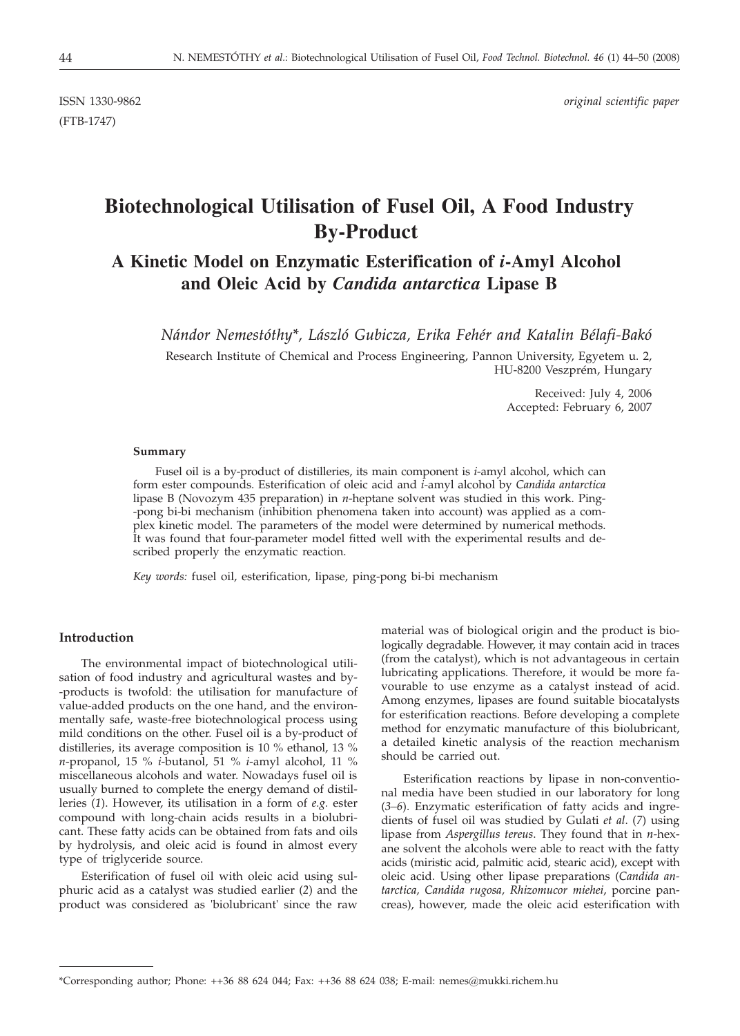ISSN 1330-9862 *original scientific paper*

(FTB-1747)

# Biotechnological Utilisation of Fusel Oil, A Food Industry By-Product

## A Kinetic Model on Enzymatic Esterification of *i*-Amyl Alcohol and Oleic Acid by *Candida antarctica* Lipase B

*Nándor Nemestóthy\*, László Gubicza, Erika Fehér and Katalin Bélafi-Bakó*

Research Institute of Chemical and Process Engineering, Pannon University, Egyetem u. 2, HU-8200 Veszprém, Hungary

Received: July 4, 2006
Accepted: February 6, 2007

#### Summary

Fusel oil is a by-product of distilleries, its main component is *i*-amyl alcohol, which can form ester compounds. Esterification of oleic acid and *i*-amyl alcohol by *Candida antarctica* lipase B (Novozym 435 preparation) in *n*-heptane solvent was studied in this work. Ping-pong bi-bi mechanism (inhibition phenomena taken into account) was applied as a complex kinetic model. The parameters of the model were determined by numerical methods. It was found that four-parameter model fitted well with the experimental results and described properly the enzymatic reaction.

*Key words:* fusel oil, esterification, lipase, ping-pong bi-bi mechanism

#### Introduction

The environmental impact of biotechnological utilisation of food industry and agricultural wastes and by-products is twofold: the utilisation for manufacture of value-added products on the one hand, and the environmentally safe, waste-free biotechnological process using mild conditions on the other. Fusel oil is a by-product of distilleries, its average composition is 10 % ethanol, 13 % *n*-propanol, 15 % *i*-butanol, 51 % *i*-amyl alcohol, 11 % miscellaneous alcohols and water. Nowadays fusel oil is usually burned to complete the energy demand of distilleries (*1*). However, its utilisation in a form of *e.g.* ester compound with long-chain acids results in a biolubricant. These fatty acids can be obtained from fats and oils by hydrolysis, and oleic acid is found in almost every type of triglyceride source.

Esterification of fusel oil with oleic acid using sulphuric acid as a catalyst was studied earlier (*2*) and the product was considered as 'biolubricant' since the raw material was of biological origin and the product is biologically degradable. However, it may contain acid in traces (from the catalyst), which is not advantageous in certain lubricating applications. Therefore, it would be more favourable to use enzyme as a catalyst instead of acid. Among enzymes, lipases are found suitable biocatalysts for esterification reactions. Before developing a complete method for enzymatic manufacture of this biolubricant, a detailed kinetic analysis of the reaction mechanism should be carried out.

Esterification reactions by lipase in non-conventional media have been studied in our laboratory for long (*3–6*). Enzymatic esterification of fatty acids and ingredients of fusel oil was studied by Gulati *et al*. (*7*) using lipase from *Aspergillus tereus*. They found that in *n*-hexane solvent the alcohols were able to react with the fatty acids (miristic acid, palmitic acid, stearic acid), except with oleic acid. Using other lipase preparations (*Candida antarctica, Candida rugosa, Rhizomucor miehei*, porcine pancreas), however, made the oleic acid esterification with

\*Corresponding author; Phone: ++36 88 624 044; Fax: ++36 88 624 038; E-mail: nemes@mukki.richem.hu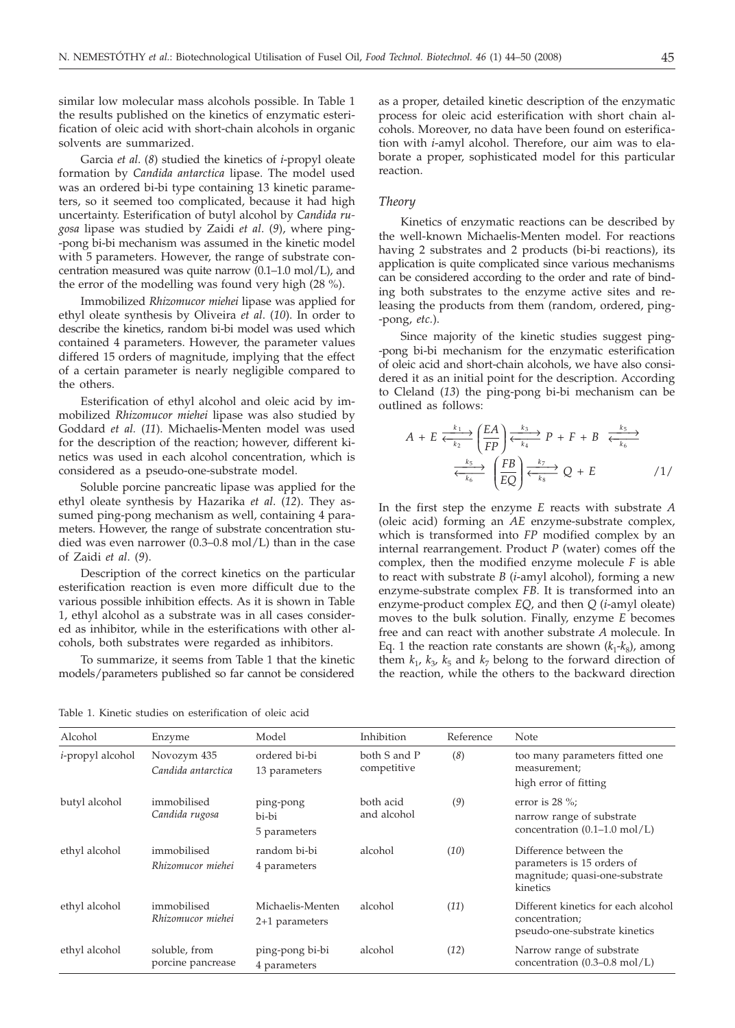similar low molecular mass alcohols possible. In Table 1 the results published on the kinetics of enzymatic esterification of oleic acid with short-chain alcohols in organic solvents are summarized.

Garcia *et al.* (*8*) studied the kinetics of *i*-propyl oleate formation by *Candida antarctica* lipase. The model used was an ordered bi-bi type containing 13 kinetic parameters, so it seemed too complicated, because it had high uncertainty. Esterification of butyl alcohol by *Candida rugosa* lipase was studied by Zaidi *et al.* (*9*), where ping-pong bi-bi mechanism was assumed in the kinetic model with 5 parameters. However, the range of substrate concentration measured was quite narrow (0.1–1.0 mol/L), and the error of the modelling was found very high (28 %).

Immobilized *Rhizomucor miehei* lipase was applied for ethyl oleate synthesis by Oliveira *et al.* (*10*). In order to describe the kinetics, random bi-bi model was used which contained 4 parameters. However, the parameter values differed 15 orders of magnitude, implying that the effect of a certain parameter is nearly negligible compared to the others.

Esterification of ethyl alcohol and oleic acid by immobilized *Rhizomucor miehei* lipase was also studied by Goddard *et al.* (*11*). Michaelis-Menten model was used for the description of the reaction; however, different kinetics was used in each alcohol concentration, which is considered as a pseudo-one-substrate model.

Soluble porcine pancreatic lipase was applied for the ethyl oleate synthesis by Hazarika *et al.* (*12*). They assumed ping-pong mechanism as well, containing 4 parameters. However, the range of substrate concentration studied was even narrower (0.3–0.8 mol/L) than in the case of Zaidi *et al.* (*9*).

Description of the correct kinetics on the particular esterification reaction is even more difficult due to the various possible inhibition effects. As it is shown in Table 1, ethyl alcohol as a substrate was in all cases considered as inhibitor, while in the esterifications with other alcohols, both substrates were regarded as inhibitors.

To summarize, it seems from Table 1 that the kinetic models/parameters published so far cannot be considered as a proper, detailed kinetic description of the enzymatic process for oleic acid esterification with short chain alcohols. Moreover, no data have been found on esterification with *i*-amyl alcohol. Therefore, our aim was to elaborate a proper, sophisticated model for this particular reaction.

### Theory

Kinetics of enzymatic reactions can be described by the well-known Michaelis-Menten model. For reactions having 2 substrates and 2 products (bi-bi reactions), its application is quite complicated since various mechanisms can be considered according to the order and rate of binding both substrates to the enzyme active sites and releasing the products from them (random, ordered, ping-pong, *etc.*).

Since majority of the kinetic studies suggest ping-pong bi-bi mechanism for the enzymatic esterification of oleic acid and short-chain alcohols, we have also considered it as an initial point for the description. According to Cleland (*13*) the ping-pong bi-bi mechanism can be outlined as follows:

$$A + E \underset{k_2}{\overset{k_1}{\rightleftarrows}} \begin{pmatrix} EA \\ FP \end{pmatrix} \underset{k_4}{\overset{k_3}{\rightleftarrows}} P + F + B \underset{k_6}{\overset{k_5}{\rightleftarrows}} \begin{pmatrix} FB \\ EQ \end{pmatrix} \underset{k_8}{\overset{k_7}{\rightleftarrows}} Q + E \qquad /1/$$

In the first step the enzyme $E$ reacts with substrate $A$ (oleic acid) forming an $AE$ enzyme-substrate complex, which is transformed into $FP$ modified complex by an internal rearrangement. Product $P$ (water) comes off the complex, then the modified enzyme molecule $F$ is able to react with substrate $B$ (*i*-amyl alcohol), forming a new enzyme-substrate complex $FB$. It is transformed into an enzyme-product complex $EQ$, and then $Q$ (*i*-amyl oleate) moves to the bulk solution. Finally, enzyme $E$ becomes free and can react with another substrate $A$ molecule. In Eq. 1 the reaction rate constants are shown ($k_1$-$k_8$), among them $k_1$, $k_3$, $k_5$ and $k_7$ belong to the forward direction of the reaction, while the others to the backward direction

Table 1. Kinetic studies on esterification of oleic acid

| Alcohol | Enzyme | Model | Inhibition | Reference | Note |
|---|---|---|---|---|---|
| *i*-propyl alcohol | Novozym 435 *Candida antarctica* | ordered bi-bi 13 parameters | both S and P competitive | (*8*) | too many parameters fitted one measurement; high error of fitting |
| butyl alcohol | immobilised *Candida rugosa* | ping-pong bi-bi 5 parameters | both acid and alcohol | (*9*) | error is 28 %; narrow range of substrate concentration (0.1–1.0 mol/L) |
| ethyl alcohol | immobilised *Rhizomucor miehei* | random bi-bi 4 parameters | alcohol | (*10*) | Difference between the parameters is 15 orders of magnitude; quasi-one-substrate kinetics |
| ethyl alcohol | immobilised *Rhizomucor miehei* | Michaelis-Menten 2+1 parameters | alcohol | (*11*) | Different kinetics for each alcohol concentration; pseudo-one-substrate kinetics |
| ethyl alcohol | soluble, from porcine pancrease | ping-pong bi-bi 4 parameters | alcohol | (*12*) | Narrow range of substrate concentration (0.3–0.8 mol/L) |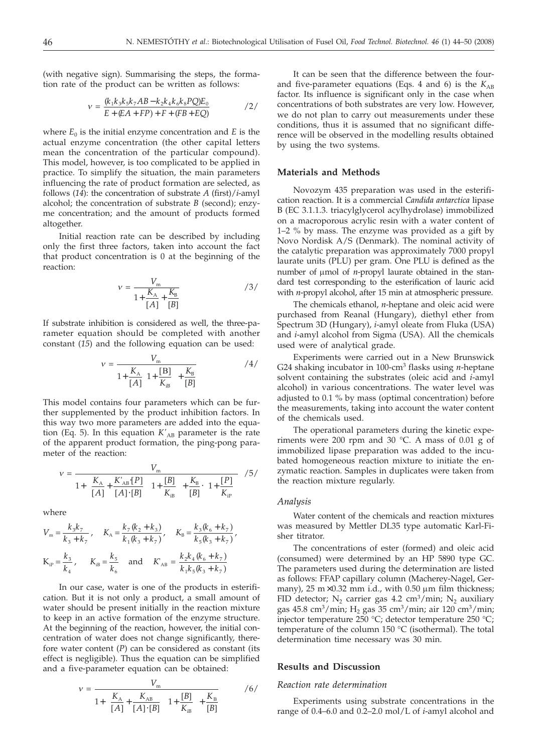(with negative sign). Summarising the steps, the formation rate of the product can be written as follows:

$$v = \frac{(k_1k_3k_5k_7AB - k_2k_4k_6k_8PQ)E_0}{E + (EA + FP) + F + (FB + EQ)} \qquad /2/$$

where $E_0$ is the initial enzyme concentration and $E$ is the actual enzyme concentration (the other capital letters mean the concentration of the particular compound). This model, however, is too complicated to be applied in practice. To simplify the situation, the main parameters influencing the rate of product formation are selected, as follows (*14*): the concentration of substrate *A* (first)/*i*-amyl alcohol; the concentration of substrate *B* (second); enzyme concentration; and the amount of products formed altogether.

Initial reaction rate can be described by including only the first three factors, taken into account the fact that product concentration is 0 at the beginning of the reaction:

$$v = \frac{V_m}{1 + \frac{K_A}{[A]} + \frac{K_B}{[B]}} \qquad /3/$$

If substrate inhibition is considered as well, the three-parameter equation should be completed with another constant (*15*) and the following equation can be used:

$$v = \frac{V_m}{1 + \frac{K_A}{[A]}\left(1 + \frac{[B]}{K_{iB}}\right) + \frac{K_B}{[B]}} \qquad /4/$$

This model contains four parameters which can be further supplemented by the product inhibition factors. In this way two more parameters are added into the equation (Eq. 5). In this equation $K'_{AB}$ parameter is the rate of the apparent product formation, the ping-pong parameter of the reaction:

$$v = \frac{V_m}{1 + \left(\frac{K_A}{[A]} + \frac{K'_{AB}[P]}{[A]\cdot[B]}\right)\left(1 + \frac{[B]}{K_{iB}}\right) + \frac{K_B}{[B]}\cdot\left(1 + \frac{[P]}{K_{iP}}\right)} \qquad /5/$$

where

$$V_m = \frac{k_3k_7}{k_3 + k_7}, \quad K_A = \frac{k_7(k_2 + k_3)}{k_1(k_3 + k_7)}, \quad K_B = \frac{k_3(k_6 + k_7)}{k_5(k_3 + k_7)},$$

$$K_{iP} = \frac{k_3}{k_4}, \quad K_{iB} = \frac{k_5}{k_6} \quad \text{and} \quad K'_{AB} = \frac{k_2k_4(k_6 + k_7)}{k_1k_5(k_3 + k_7)}$$

In our case, water is one of the products in esterification. But it is not only a product, a small amount of water should be present initially in the reaction mixture to keep in an active formation of the enzyme structure. At the beginning of the reaction, however, the initial concentration of water does not change significantly, therefore water content (*P*) can be considered as constant (its effect is negligible). Thus the equation can be simplified and a five-parameter equation can be obtained:

$$v = \frac{V_m}{1 + \left(\frac{K_A}{[A]} + \frac{K_{AB}}{[A]\cdot[B]}\right)\left(1 + \frac{[B]}{K_{iB}}\right) + \frac{K_B}{[B]}} \qquad /6/$$

It can be seen that the difference between the four- and five-parameter equations (Eqs. 4 and 6) is the $K_{AB}$ factor. Its influence is significant only in the case when concentrations of both substrates are very low. However, we do not plan to carry out measurements under these conditions, thus it is assumed that no significant difference will be observed in the modelling results obtained by using the two systems.

## Materials and Methods

Novozym 435 preparation was used in the esterification reaction. It is a commercial *Candida antarctica* lipase B (EC 3.1.1.3. triacylglycerol acylhydrolase) immobilized on a macroporous acrylic resin with a water content of 1–2 % by mass. The enzyme was provided as a gift by Novo Nordisk A/S (Denmark). The nominal activity of the catalytic preparation was approximately 7000 propyl laurate units (PLU) per gram. One PLU is defined as the number of μmol of *n*-propyl laurate obtained in the standard test corresponding to the esterification of lauric acid with *n*-propyl alcohol, after 15 min at atmospheric pressure.

The chemicals ethanol, *n*-heptane and oleic acid were purchased from Reanal (Hungary), diethyl ether from Spectrum 3D (Hungary), *i*-amyl oleate from Fluka (USA) and *i*-amyl alcohol from Sigma (USA). All the chemicals used were of analytical grade.

Experiments were carried out in a New Brunswick G24 shaking incubator in 100-cm$^3$ flasks using *n*-heptane solvent containing the substrates (oleic acid and *i*-amyl alcohol) in various concentrations. The water level was adjusted to 0.1 % by mass (optimal concentration) before the measurements, taking into account the water content of the chemicals used.

The operational parameters during the kinetic experiments were 200 rpm and 30 °C. A mass of 0.01 g of immobilized lipase preparation was added to the incubated homogeneous reaction mixture to initiate the enzymatic reaction. Samples in duplicates were taken from the reaction mixture regularly.

### Analysis

Water content of the chemicals and reaction mixtures was measured by Mettler DL35 type automatic Karl-Fisher titrator.

The concentrations of ester (formed) and oleic acid (consumed) were determined by an HP 5890 type GC. The parameters used during the determination are listed as follows: FFAP capillary column (Macherey-Nagel, Germany), 25 m×0.32 mm i.d., with 0.50 μm film thickness; FID detector; $N_2$ carrier gas 4.2 cm$^3$/min; $N_2$ auxiliary gas 45.8 cm$^3$/min; $H_2$ gas 35 cm$^3$/min; air 120 cm$^3$/min; injector temperature 250 °C; detector temperature 250 °C; temperature of the column 150 °C (isothermal). The total determination time necessary was 30 min.

## Results and Discussion

### Reaction rate determination

Experiments using substrate concentrations in the range of 0.4–6.0 and 0.2–2.0 mol/L of *i*-amyl alcohol and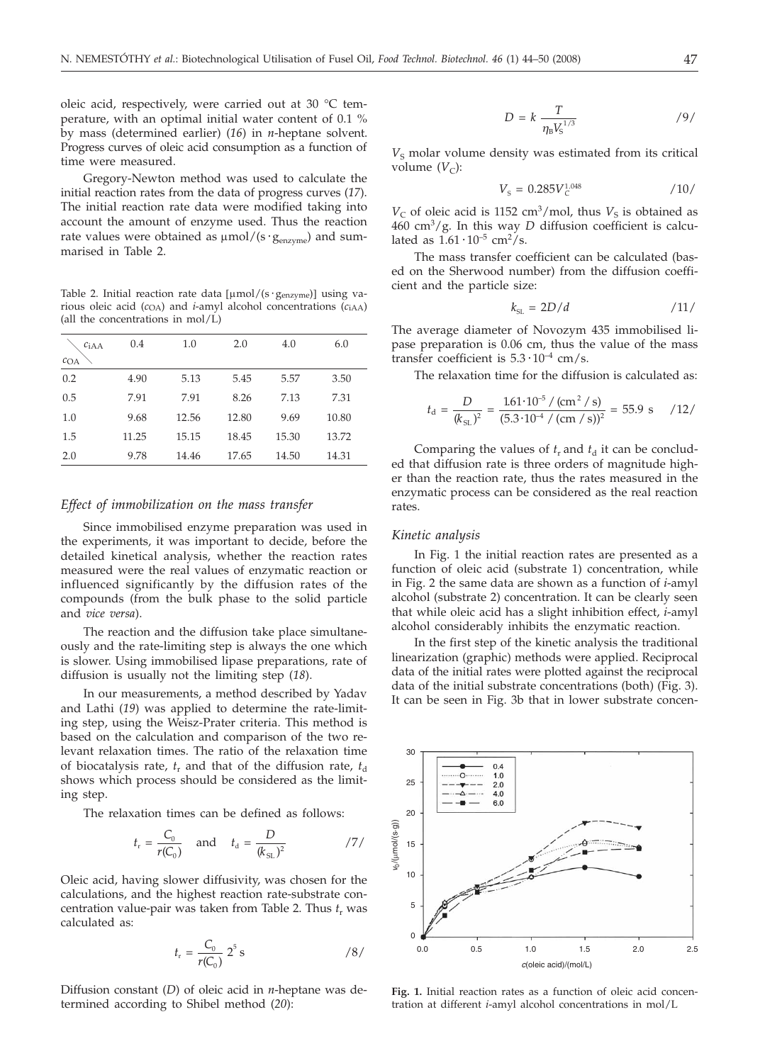oleic acid, respectively, were carried out at 30 °C temperature, with an optimal initial water content of 0.1 % by mass (determined earlier) (*16*) in *n*-heptane solvent. Progress curves of oleic acid consumption as a function of time were measured.

Gregory-Newton method was used to calculate the initial reaction rates from the data of progress curves (*17*). The initial reaction rate data were modified taking into account the amount of enzyme used. Thus the reaction rate values were obtained as $\mu$mol/(s·$g_{enzyme}$) and summarised in Table 2.

Table 2. Initial reaction rate data [$\mu$mol/(s·$g_{enzyme}$)] using various oleic acid ($c_{OA}$) and *i*-amyl alcohol concentrations ($c_{iAA}$) (all the concentrations in mol/L)

| $c_{OA}$ \ $c_{iAA}$ | 0.4 | 1.0 | 2.0 | 4.0 | 6.0 |
|---|---|---|---|---|---|
| 0.2 | 4.90 | 5.13 | 5.45 | 5.57 | 3.50 |
| 0.5 | 7.91 | 7.91 | 8.26 | 7.13 | 7.31 |
| 1.0 | 9.68 | 12.56 | 12.80 | 9.69 | 10.80 |
| 1.5 | 11.25 | 15.15 | 18.45 | 15.30 | 13.72 |
| 2.0 | 9.78 | 14.46 | 17.65 | 14.50 | 14.31 |

### *Effect of immobilization on the mass transfer*

Since immobilised enzyme preparation was used in the experiments, it was important to decide, before the detailed kinetical analysis, whether the reaction rates measured were the real values of enzymatic reaction or influenced significantly by the diffusion rates of the compounds (from the bulk phase to the solid particle and *vice versa*).

The reaction and the diffusion take place simultaneously and the rate-limiting step is always the one which is slower. Using immobilised lipase preparations, rate of diffusion is usually not the limiting step (*18*).

In our measurements, a method described by Yadav and Lathi (*19*) was applied to determine the rate-limiting step, using the Weisz-Prater criteria. This method is based on the calculation and comparison of the two relevant relaxation times. The ratio of the relaxation time of biocatalysis rate, $t_r$ and that of the diffusion rate, $t_d$ shows which process should be considered as the limiting step.

The relaxation times can be defined as follows:

$$t_r = \frac{C_0}{r(C_0)} \quad \text{and} \quad t_d = \frac{D}{(k_{SL})^2} \qquad /7/$$

Oleic acid, having slower diffusivity, was chosen for the calculations, and the highest reaction rate-substrate concentration value-pair was taken from Table 2. Thus $t_r$ was calculated as:

$$t_r = \frac{C_0}{r(C_0)} 2^5 \text{ s} \qquad /8/$$

Diffusion constant ($D$) of oleic acid in *n*-heptane was determined according to Shibel method (*20*):

$$D = k \frac{T}{\eta_B V_S^{1/3}} \qquad /9/$$

$V_S$ molar volume density was estimated from its critical volume ($V_C$):

$$V_S = 0.285 V_C^{1.048} \qquad /10/$$

$V_C$ of oleic acid is 1152 cm$^3$/mol, thus $V_S$ is obtained as 460 cm$^3$/g. In this way $D$ diffusion coefficient is calculated as $1.61 \cdot 10^{-5}$ cm$^2$/s.

The mass transfer coefficient can be calculated (based on the Sherwood number) from the diffusion coefficient and the particle size:

$$k_{SL} = 2D/d \qquad /11/$$

The average diameter of Novozym 435 immobilised lipase preparation is 0.06 cm, thus the value of the mass transfer coefficient is $5.3 \cdot 10^{-4}$ cm/s.

The relaxation time for the diffusion is calculated as:

$$t_d = \frac{D}{(k_{SL})^2} = \frac{1.61 \cdot 10^{-5} / (\text{cm}^2/\text{s})}{(5.3 \cdot 10^{-4} / (\text{cm}/\text{s}))^2} = 55.9 \text{ s} \qquad /12/$$

Comparing the values of $t_r$ and $t_d$ it can be concluded that diffusion rate is three orders of magnitude higher than the reaction rate, thus the rates measured in the enzymatic process can be considered as the real reaction rates.

### *Kinetic analysis*

In Fig. 1 the initial reaction rates are presented as a function of oleic acid (substrate 1) concentration, while in Fig. 2 the same data are shown as a function of *i*-amyl alcohol (substrate 2) concentration. It can be clearly seen that while oleic acid has a slight inhibition effect, *i*-amyl alcohol considerably inhibits the enzymatic reaction.

In the first step of the kinetic analysis the traditional linearization (graphic) methods were applied. Reciprocal data of the initial rates were plotted against the reciprocal data of the initial substrate concentrations (both) (Fig. 3). It can be seen in Fig. 3b that in lower substrate concen-

**Fig. 1.** Initial reaction rates as a function of oleic acid concentration at different *i*-amyl alcohol concentrations in mol/L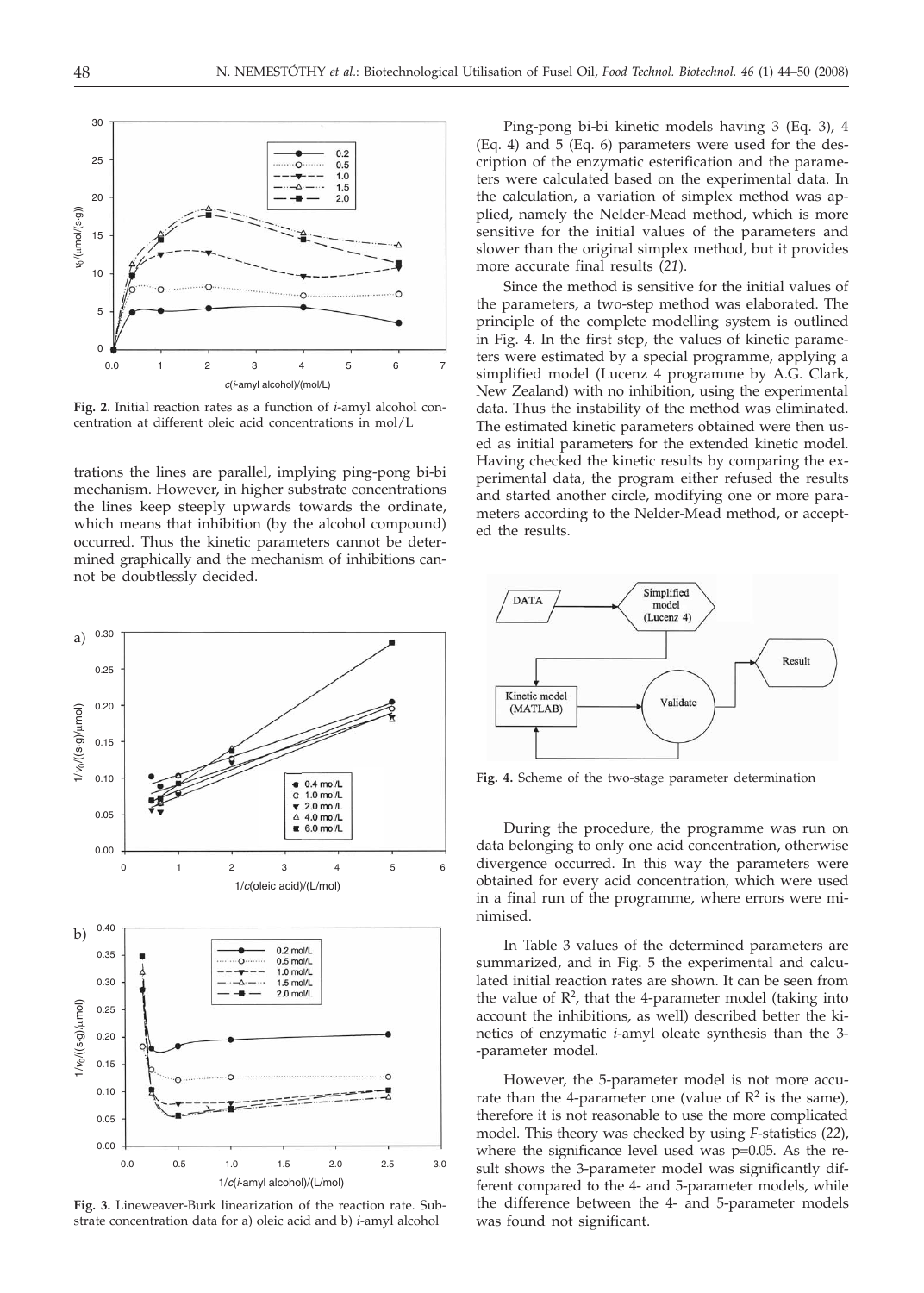Fig. 2. Initial reaction rates as a function of *i*-amyl alcohol concentration at different oleic acid concentrations in mol/L

trations the lines are parallel, implying ping-pong bi-bi mechanism. However, in higher substrate concentrations the lines keep steeply upwards towards the ordinate, which means that inhibition (by the alcohol compound) occurred. Thus the kinetic parameters cannot be determined graphically and the mechanism of inhibitions cannot be doubtlessly decided.

Fig. 3. Lineweaver-Burk linearization of the reaction rate. Substrate concentration data for a) oleic acid and b) *i*-amyl alcohol

Ping-pong bi-bi kinetic models having 3 (Eq. 3), 4 (Eq. 4) and 5 (Eq. 6) parameters were used for the description of the enzymatic esterification and the parameters were calculated based on the experimental data. In the calculation, a variation of simplex method was applied, namely the Nelder-Mead method, which is more sensitive for the initial values of the parameters and slower than the original simplex method, but it provides more accurate final results (*21*).

Since the method is sensitive for the initial values of the parameters, a two-step method was elaborated. The principle of the complete modelling system is outlined in Fig. 4. In the first step, the values of kinetic parameters were estimated by a special programme, applying a simplified model (Lucenz 4 programme by A.G. Clark, New Zealand) with no inhibition, using the experimental data. Thus the instability of the method was eliminated. The estimated kinetic parameters obtained were then used as initial parameters for the extended kinetic model. Having checked the kinetic results by comparing the experimental data, the program either refused the results and started another circle, modifying one or more parameters according to the Nelder-Mead method, or accepted the results.

Fig. 4. Scheme of the two-stage parameter determination

During the procedure, the programme was run on data belonging to only one acid concentration, otherwise divergence occurred. In this way the parameters were obtained for every acid concentration, which were used in a final run of the programme, where errors were minimised.

In Table 3 values of the determined parameters are summarized, and in Fig. 5 the experimental and calculated initial reaction rates are shown. It can be seen from the value of $R^2$, that the 4-parameter model (taking into account the inhibitions, as well) described better the kinetics of enzymatic *i*-amyl oleate synthesis than the 3-parameter model.

However, the 5-parameter model is not more accurate than the 4-parameter one (value of $R^2$ is the same), therefore it is not reasonable to use the more complicated model. This theory was checked by using *F*-statistics (*22*), where the significance level used was $p=0.05$. As the result shows the 3-parameter model was significantly different compared to the 4- and 5-parameter models, while the difference between the 4- and 5-parameter models was found not significant.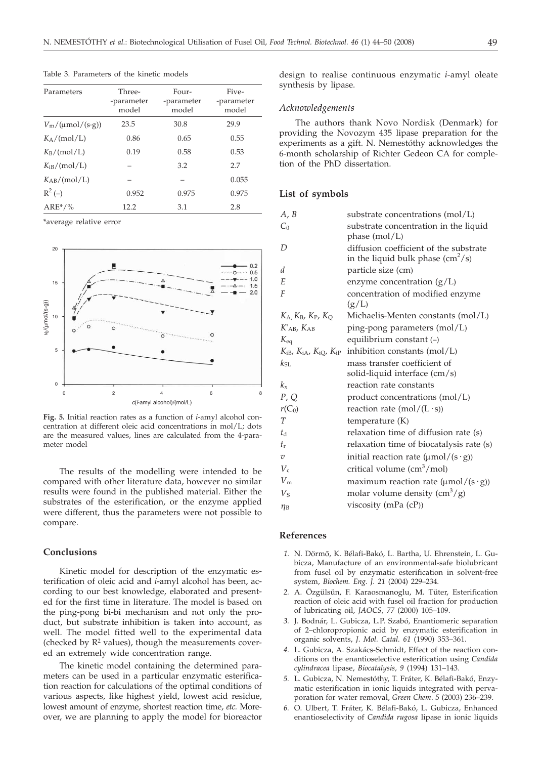Table 3. Parameters of the kinetic models

| Parameters | Three-parameter model | Four-parameter model | Five-parameter model |
|---|---|---|---|
| $V_m/(\mu mol/(s\cdot g))$ | 23.5 | 30.8 | 29.9 |
| $K_A/(mol/L)$ | 0.86 | 0.65 | 0.55 |
| $K_B/(mol/L)$ | 0.19 | 0.58 | 0.53 |
| $K_{iB}/(mol/L)$ | – | 3.2 | 2.7 |
| $K_{AB}/(mol/L)$ | – | – | 0.055 |
| $R^2$ (–) | 0.952 | 0.975 | 0.975 |
| ARE*/% | 12.2 | 3.1 | 2.8 |

*average relative error

**Fig. 5.** Initial reaction rates as a function of *i*-amyl alcohol concentration at different oleic acid concentrations in mol/L; dots are the measured values, lines are calculated from the 4-parameter model

The results of the modelling were intended to be compared with other literature data, however no similar results were found in the published material. Either the substrates of the esterification, or the enzyme applied were different, thus the parameters were not possible to compare.

## Conclusions

Kinetic model for description of the enzymatic esterification of oleic acid and *i*-amyl alcohol has been, according to our best knowledge, elaborated and presented for the first time in literature. The model is based on the ping-pong bi-bi mechanism and not only the product, but substrate inhibition is taken into account, as well. The model fitted well to the experimental data (checked by $R^2$ values), though the measurements covered an extremely wide concentration range.

The kinetic model containing the determined parameters can be used in a particular enzymatic esterification reaction for calculations of the optimal conditions of various aspects, like highest yield, lowest acid residue, lowest amount of enzyme, shortest reaction time, *etc.* Moreover, we are planning to apply the model for bioreactor design to realise continuous enzymatic *i*-amyl oleate synthesis by lipase.

### Acknowledgements

The authors thank Novo Nordisk (Denmark) for providing the Novozym 435 lipase preparation for the experiments as a gift. N. Nemestóthy acknowledges the 6-month scholarship of Richter Gedeon CA for completion of the PhD dissertation.

## List of symbols

| | |
|---|---|
| $A$, $B$ | substrate concentrations (mol/L) |
| $C_0$ | substrate concentration in the liquid phase (mol/L) |
| $D$ | diffusion coefficient of the substrate in the liquid bulk phase ($cm^2/s$) |
| $d$ | particle size (cm) |
| $E$ | enzyme concentration (g/L) |
| $F$ | concentration of modified enzyme (g/L) |
| $K_A$, $K_B$, $K_P$, $K_Q$ | Michaelis-Menten constants (mol/L) |
| $K'_{AB}$, $K_{AB}$ | ping-pong parameters (mol/L) |
| $K_{eq}$ | equilibrium constant (–) |
| $K_{iB}$, $K_{iA}$, $K_{iQ}$, $K_{iP}$ | inhibition constants (mol/L) |
| $k_{SL}$ | mass transfer coefficient of solid-liquid interface (cm/s) |
| $k_x$ | reaction rate constants |
| $P$, $Q$ | product concentrations (mol/L) |
| $r(C_0)$ | reaction rate ($mol/(L\cdot s)$) |
| $T$ | temperature (K) |
| $t_d$ | relaxation time of diffusion rate (s) |
| $t_r$ | relaxation time of biocatalysis rate (s) |
| $v$ | initial reaction rate ($\mu mol/(s\cdot g)$) |
| $V_c$ | critical volume ($cm^3/mol$) |
| $V_m$ | maximum reaction rate ($\mu mol/(s\cdot g)$) |
| $V_S$ | molar volume density ($cm^3/g$) |
| $\eta_B$ | viscosity (mPa (cP)) |

## References

1. N. Dörmõ, K. Bélafi-Bakó, L. Bartha, U. Ehrenstein, L. Gubicza, Manufacture of an environmental-safe biolubricant from fusel oil by enzymatic esterification in solvent-free system, *Biochem. Eng. J. 21* (2004) 229–234.
2. A. Özgülsün, F. Karaosmanoglu, M. Tüter, Esterification reaction of oleic acid with fusel oil fraction for production of lubricating oil, *JAOCS, 77* (2000) 105–109.
3. J. Bodnár, L. Gubicza, L.P. Szabó, Enantiomeric separation of 2–chloropropionic acid by enzymatic esterification in organic solvents, *J. Mol. Catal. 61* (1990) 353–361.
4. L. Gubicza, A. Szakács-Schmidt, Effect of the reaction conditions on the enantioselective esterification using *Candida cylindracea* lipase, *Biocatalysis, 9* (1994) 131–143.
5. L. Gubicza, N. Nemestóthy, T. Fráter, K. Bélafi-Bakó, Enzymatic esterification in ionic liquids integrated with pervaporation for water removal, *Green Chem. 5* (2003) 236–239.
6. O. Ulbert, T. Fráter, K. Bélafi-Bakó, L. Gubicza, Enhanced enantioselectivity of *Candida rugosa* lipase in ionic liquids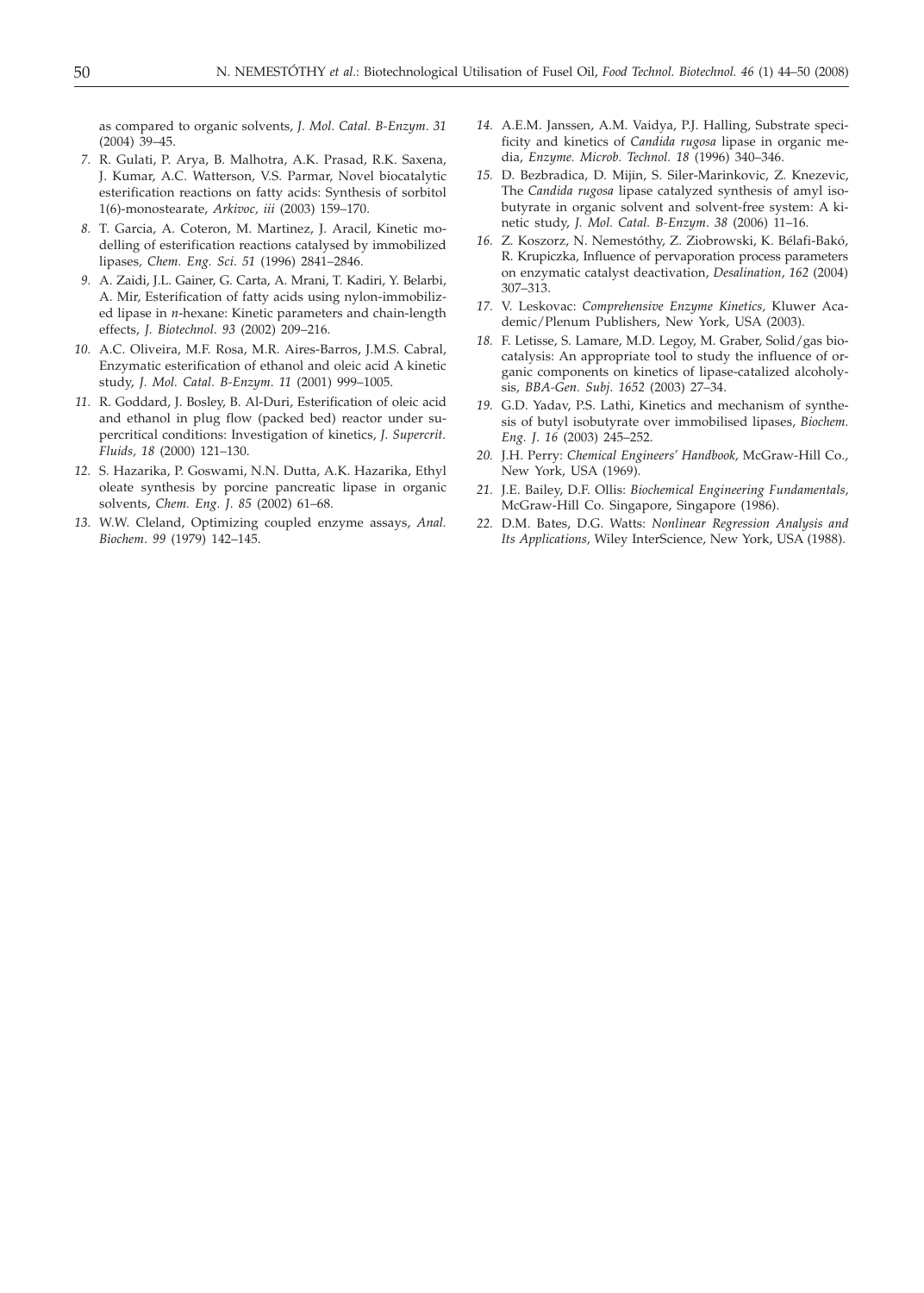as compared to organic solvents, *J. Mol. Catal. B-Enzym. 31* (2004) 39–45.

7. R. Gulati, P. Arya, B. Malhotra, A.K. Prasad, R.K. Saxena, J. Kumar, A.C. Watterson, V.S. Parmar, Novel biocatalytic esterification reactions on fatty acids: Synthesis of sorbitol 1(6)-monostearate, *Arkivoc, iii* (2003) 159–170.
8. T. Garcia, A. Coteron, M. Martinez, J. Aracil, Kinetic modelling of esterification reactions catalysed by immobilized lipases, *Chem. Eng. Sci. 51* (1996) 2841–2846.
9. A. Zaidi, J.L. Gainer, G. Carta, A. Mrani, T. Kadiri, Y. Belarbi, A. Mir, Esterification of fatty acids using nylon-immobilized lipase in *n*-hexane: Kinetic parameters and chain-length effects, *J. Biotechnol. 93* (2002) 209–216.
10. A.C. Oliveira, M.F. Rosa, M.R. Aires-Barros, J.M.S. Cabral, Enzymatic esterification of ethanol and oleic acid A kinetic study, *J. Mol. Catal. B-Enzym. 11* (2001) 999–1005.
11. R. Goddard, J. Bosley, B. Al-Duri, Esterification of oleic acid and ethanol in plug flow (packed bed) reactor under supercritical conditions: Investigation of kinetics, *J. Supercrit. Fluids, 18* (2000) 121–130.
12. S. Hazarika, P. Goswami, N.N. Dutta, A.K. Hazarika, Ethyl oleate synthesis by porcine pancreatic lipase in organic solvents, *Chem. Eng. J. 85* (2002) 61–68.
13. W.W. Cleland, Optimizing coupled enzyme assays, *Anal. Biochem. 99* (1979) 142–145.
14. A.E.M. Janssen, A.M. Vaidya, P.J. Halling, Substrate specificity and kinetics of *Candida rugosa* lipase in organic media, *Enzyme. Microb. Technol. 18* (1996) 340–346.
15. D. Bezbradica, D. Mijin, S. Siler-Marinkovic, Z. Knezevic, The *Candida rugosa* lipase catalyzed synthesis of amyl isobutyrate in organic solvent and solvent-free system: A kinetic study, *J. Mol. Catal. B-Enzym. 38* (2006) 11–16.
16. Z. Koszorz, N. Nemestóthy, Z. Ziobrowski, K. Bélafi-Bakó, R. Krupiczka, Influence of pervaporation process parameters on enzymatic catalyst deactivation, *Desalination*, *162* (2004) 307–313.
17. V. Leskovac: *Comprehensive Enzyme Kinetics*, Kluwer Academic/Plenum Publishers, New York, USA (2003).
18. F. Letisse, S. Lamare, M.D. Legoy, M. Graber, Solid/gas biocatalysis: An appropriate tool to study the influence of organic components on kinetics of lipase-catalized alcoholysis, *BBA-Gen. Subj. 1652* (2003) 27–34.
19. G.D. Yadav, P.S. Lathi, Kinetics and mechanism of synthesis of butyl isobutyrate over immobilised lipases, *Biochem. Eng. J. 16* (2003) 245–252.
20. J.H. Perry: *Chemical Engineers' Handbook*, McGraw-Hill Co., New York, USA (1969).
21. J.E. Bailey, D.F. Ollis: *Biochemical Engineering Fundamentals*, McGraw-Hill Co. Singapore, Singapore (1986).
22. D.M. Bates, D.G. Watts: *Nonlinear Regression Analysis and Its Applications*, Wiley InterScience, New York, USA (1988).